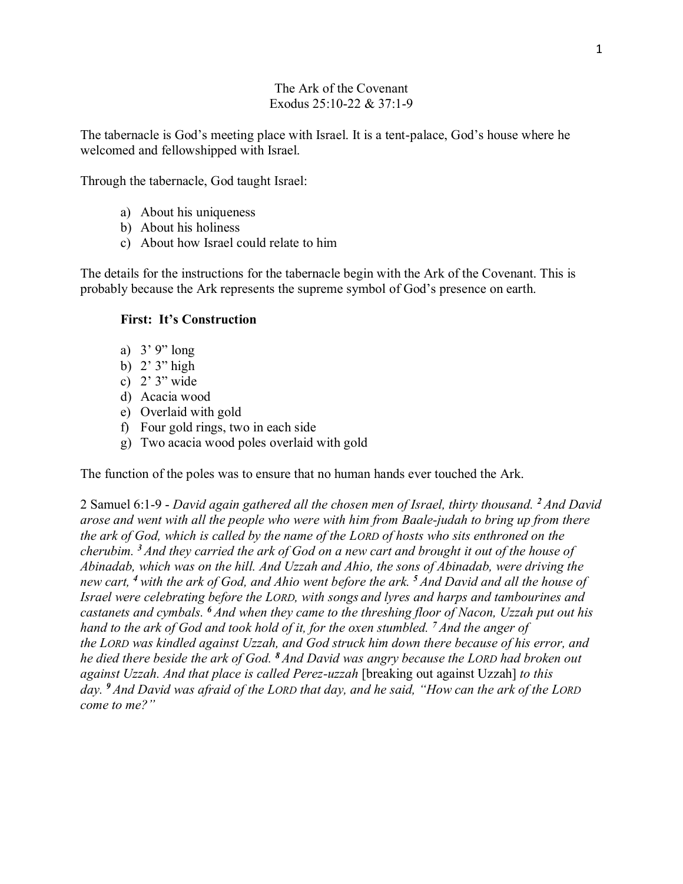# The Ark of the Covenant
## Exodus 25:10-22 & 37:1-9

The tabernacle is God's meeting place with Israel. It is a tent-palace, God's house where he welcomed and fellowshipped with Israel.

Through the tabernacle, God taught Israel:

a) About his uniqueness
b) About his holiness
c) About how Israel could relate to him

The details for the instructions for the tabernacle begin with the Ark of the Covenant. This is probably because the Ark represents the supreme symbol of God's presence on earth.

**First: It's Construction**

a) 3' 9" long
b) 2' 3" high
c) 2' 3" wide
d) Acacia wood
e) Overlaid with gold
f) Four gold rings, two in each side
g) Two acacia wood poles overlaid with gold

The function of the poles was to ensure that no human hands ever touched the Ark.

2 Samuel 6:1-9 - *David again gathered all the chosen men of Israel, thirty thousand.* ***2*** *And David arose and went with all the people who were with him from Baale-judah to bring up from there the ark of God, which is called by the name of the LORD of hosts who sits enthroned on the cherubim.* ***3*** *And they carried the ark of God on a new cart and brought it out of the house of Abinadab, which was on the hill. And Uzzah and Ahio, the sons of Abinadab, were driving the new cart,* ***4*** *with the ark of God, and Ahio went before the ark.* ***5*** *And David and all the house of Israel were celebrating before the LORD, with songs and lyres and harps and tambourines and castanets and cymbals.* ***6*** *And when they came to the threshing floor of Nacon, Uzzah put out his hand to the ark of God and took hold of it, for the oxen stumbled.* ***7*** *And the anger of the LORD was kindled against Uzzah, and God struck him down there because of his error, and he died there beside the ark of God.* ***8*** *And David was angry because the LORD had broken out against Uzzah. And that place is called Perez-uzzah* [breaking out against Uzzah] *to this day.* ***9*** *And David was afraid of the LORD that day, and he said, "How can the ark of the LORD come to me?"*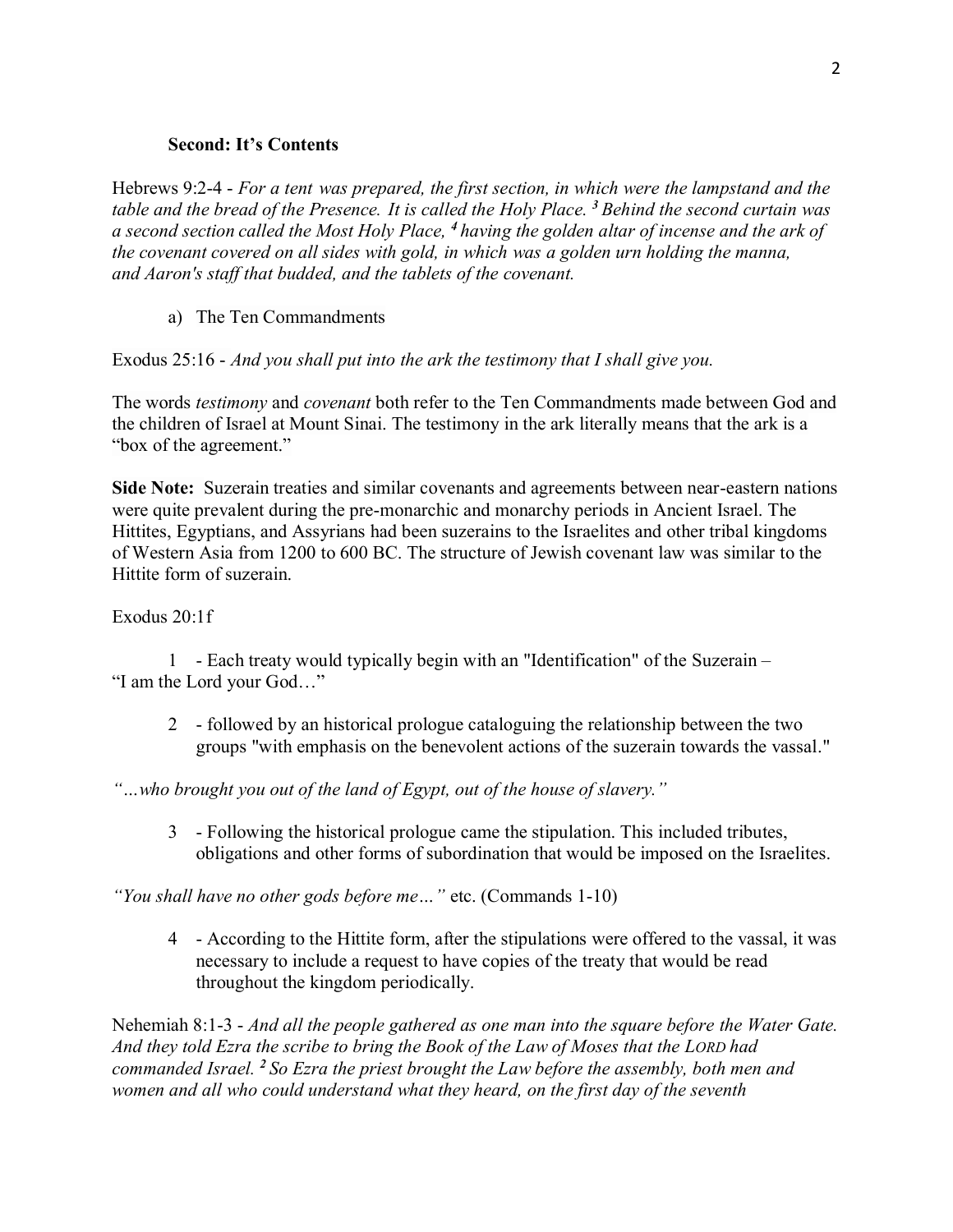**Second: It's Contents**

Hebrews 9:2-4 - *For a tent was prepared, the first section, in which were the lampstand and the table and the bread of the Presence. It is called the Holy Place. **3** Behind the second curtain was a second section called the Most Holy Place, **4** having the golden altar of incense and the ark of the covenant covered on all sides with gold, in which was a golden urn holding the manna, and Aaron's staff that budded, and the tablets of the covenant.*

a) The Ten Commandments

Exodus 25:16 - *And you shall put into the ark the testimony that I shall give you.*

The words *testimony* and *covenant* both refer to the Ten Commandments made between God and the children of Israel at Mount Sinai. The testimony in the ark literally means that the ark is a "box of the agreement."

**Side Note:** Suzerain treaties and similar covenants and agreements between near-eastern nations were quite prevalent during the pre-monarchic and monarchy periods in Ancient Israel. The Hittites, Egyptians, and Assyrians had been suzerains to the Israelites and other tribal kingdoms of Western Asia from 1200 to 600 BC. The structure of Jewish covenant law was similar to the Hittite form of suzerain.

Exodus 20:1f

1 - Each treaty would typically begin with an "Identification" of the Suzerain – "I am the Lord your God…"

2 - followed by an historical prologue cataloguing the relationship between the two groups "with emphasis on the benevolent actions of the suzerain towards the vassal."

*"…who brought you out of the land of Egypt, out of the house of slavery."*

3 - Following the historical prologue came the stipulation. This included tributes, obligations and other forms of subordination that would be imposed on the Israelites.

*"You shall have no other gods before me…"* etc. (Commands 1-10)

4 - According to the Hittite form, after the stipulations were offered to the vassal, it was necessary to include a request to have copies of the treaty that would be read throughout the kingdom periodically.

Nehemiah 8:1-3 - *And all the people gathered as one man into the square before the Water Gate. And they told Ezra the scribe to bring the Book of the Law of Moses that the LORD had commanded Israel. **2** So Ezra the priest brought the Law before the assembly, both men and women and all who could understand what they heard, on the first day of the seventh*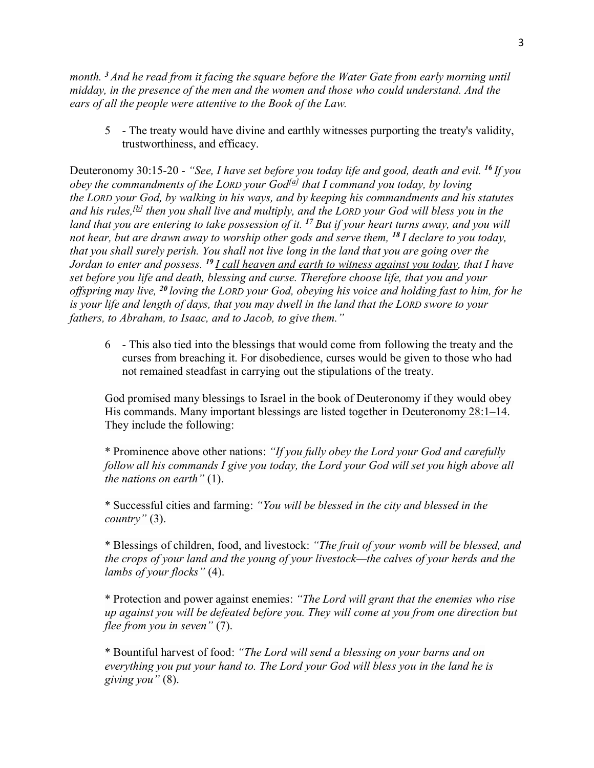*month. [3] And he read from it facing the square before the Water Gate from early morning until midday, in the presence of the men and the women and those who could understand. And the ears of all the people were attentive to the Book of the Law.*

5 - The treaty would have divine and earthly witnesses purporting the treaty's validity, trustworthiness, and efficacy.

Deuteronomy 30:15-20 - *"See, I have set before you today life and good, death and evil. [16] If you obey the commandments of the LORD your God[a] that I command you today, by loving the LORD your God, by walking in his ways, and by keeping his commandments and his statutes and his rules,[b] then you shall live and multiply, and the LORD your God will bless you in the land that you are entering to take possession of it. [17] But if your heart turns away, and you will not hear, but are drawn away to worship other gods and serve them, [18] I declare to you today, that you shall surely perish. You shall not live long in the land that you are going over the Jordan to enter and possess. [19] I call heaven and earth to witness against you today, that I have set before you life and death, blessing and curse. Therefore choose life, that you and your offspring may live, [20] loving the LORD your God, obeying his voice and holding fast to him, for he is your life and length of days, that you may dwell in the land that the LORD swore to your fathers, to Abraham, to Isaac, and to Jacob, to give them."*

6 - This also tied into the blessings that would come from following the treaty and the curses from breaching it. For disobedience, curses would be given to those who had not remained steadfast in carrying out the stipulations of the treaty.

God promised many blessings to Israel in the book of Deuteronomy if they would obey His commands. Many important blessings are listed together in Deuteronomy 28:1–14. They include the following:

* Prominence above other nations: *"If you fully obey the Lord your God and carefully follow all his commands I give you today, the Lord your God will set you high above all the nations on earth"* (1).

* Successful cities and farming: *"You will be blessed in the city and blessed in the country"* (3).

* Blessings of children, food, and livestock: *"The fruit of your womb will be blessed, and the crops of your land and the young of your livestock—the calves of your herds and the lambs of your flocks"* (4).

* Protection and power against enemies: *"The Lord will grant that the enemies who rise up against you will be defeated before you. They will come at you from one direction but flee from you in seven"* (7).

* Bountiful harvest of food: *"The Lord will send a blessing on your barns and on everything you put your hand to. The Lord your God will bless you in the land he is giving you"* (8).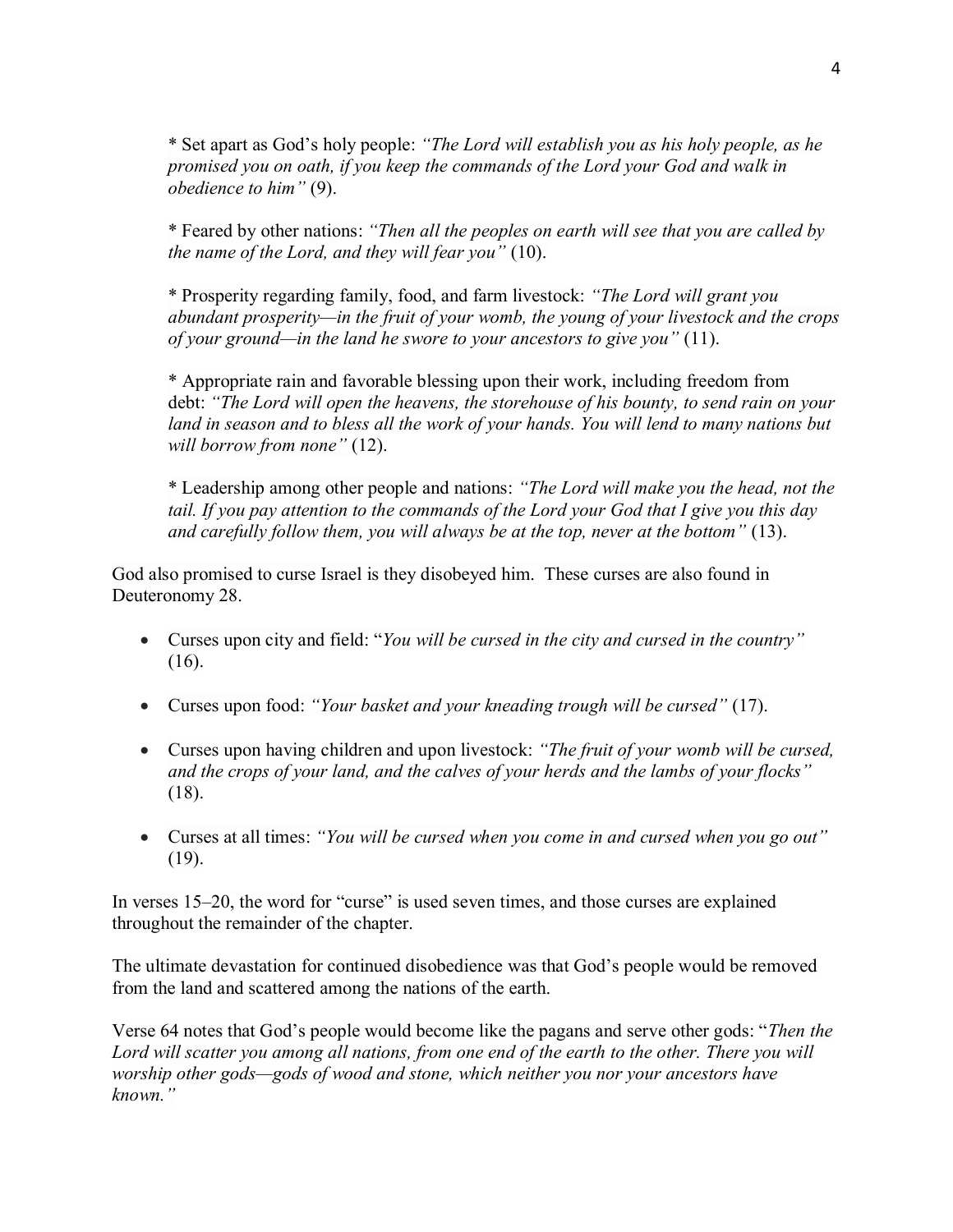* Set apart as God's holy people: *"The Lord will establish you as his holy people, as he promised you on oath, if you keep the commands of the Lord your God and walk in obedience to him"* (9).

* Feared by other nations: *"Then all the peoples on earth will see that you are called by the name of the Lord, and they will fear you"* (10).

* Prosperity regarding family, food, and farm livestock: *"The Lord will grant you abundant prosperity—in the fruit of your womb, the young of your livestock and the crops of your ground—in the land he swore to your ancestors to give you"* (11).

* Appropriate rain and favorable blessing upon their work, including freedom from debt: *"The Lord will open the heavens, the storehouse of his bounty, to send rain on your land in season and to bless all the work of your hands. You will lend to many nations but will borrow from none"* (12).

* Leadership among other people and nations: *"The Lord will make you the head, not the tail. If you pay attention to the commands of the Lord your God that I give you this day and carefully follow them, you will always be at the top, never at the bottom"* (13).

God also promised to curse Israel is they disobeyed him. These curses are also found in Deuteronomy 28.

- Curses upon city and field: "*You will be cursed in the city and cursed in the country"* (16).

- Curses upon food: *"Your basket and your kneading trough will be cursed"* (17).

- Curses upon having children and upon livestock: *"The fruit of your womb will be cursed, and the crops of your land, and the calves of your herds and the lambs of your flocks"* (18).

- Curses at all times: *"You will be cursed when you come in and cursed when you go out"* (19).

In verses 15–20, the word for "curse" is used seven times, and those curses are explained throughout the remainder of the chapter.

The ultimate devastation for continued disobedience was that God's people would be removed from the land and scattered among the nations of the earth.

Verse 64 notes that God's people would become like the pagans and serve other gods: "*Then the Lord will scatter you among all nations, from one end of the earth to the other. There you will worship other gods—gods of wood and stone, which neither you nor your ancestors have known."*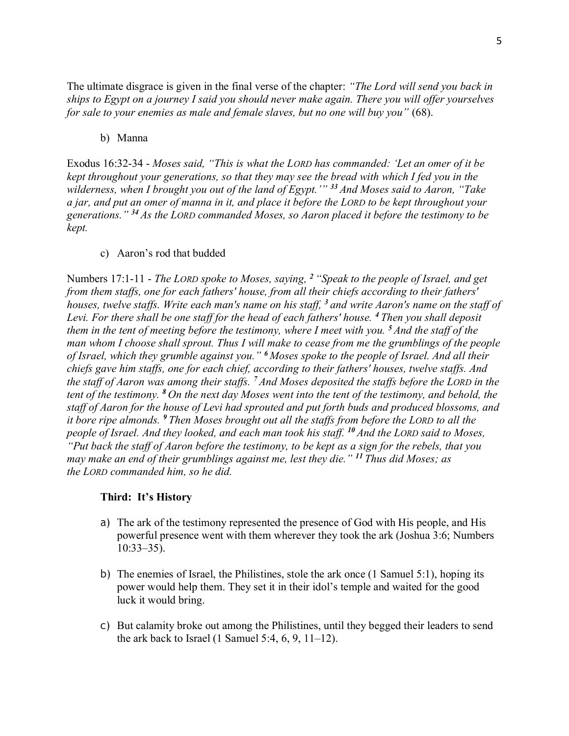The ultimate disgrace is given in the final verse of the chapter: *"The Lord will send you back in ships to Egypt on a journey I said you should never make again. There you will offer yourselves for sale to your enemies as male and female slaves, but no one will buy you"* (68).

b) Manna

Exodus 16:32-34 - *Moses said, "This is what the LORD has commanded: 'Let an omer of it be kept throughout your generations, so that they may see the bread with which I fed you in the wilderness, when I brought you out of the land of Egypt.'" **33** And Moses said to Aaron, "Take a jar, and put an omer of manna in it, and place it before the LORD to be kept throughout your generations." **34** As the LORD commanded Moses, so Aaron placed it before the testimony to be kept.*

c) Aaron's rod that budded

Numbers 17:1-11 - *The LORD spoke to Moses, saying, **2** "Speak to the people of Israel, and get from them staffs, one for each fathers' house, from all their chiefs according to their fathers' houses, twelve staffs. Write each man's name on his staff, **3** and write Aaron's name on the staff of Levi. For there shall be one staff for the head of each fathers' house. **4** Then you shall deposit them in the tent of meeting before the testimony, where I meet with you. **5** And the staff of the man whom I choose shall sprout. Thus I will make to cease from me the grumblings of the people of Israel, which they grumble against you." **6** Moses spoke to the people of Israel. And all their chiefs gave him staffs, one for each chief, according to their fathers' houses, twelve staffs. And the staff of Aaron was among their staffs. **7** And Moses deposited the staffs before the LORD in the tent of the testimony. **8** On the next day Moses went into the tent of the testimony, and behold, the staff of Aaron for the house of Levi had sprouted and put forth buds and produced blossoms, and it bore ripe almonds. **9** Then Moses brought out all the staffs from before the LORD to all the people of Israel. And they looked, and each man took his staff. **10** And the LORD said to Moses, "Put back the staff of Aaron before the testimony, to be kept as a sign for the rebels, that you may make an end of their grumblings against me, lest they die." **11** Thus did Moses; as the LORD commanded him, so he did.*

**Third: It's History**

a) The ark of the testimony represented the presence of God with His people, and His powerful presence went with them wherever they took the ark (Joshua 3:6; Numbers 10:33–35).

b) The enemies of Israel, the Philistines, stole the ark once (1 Samuel 5:1), hoping its power would help them. They set it in their idol's temple and waited for the good luck it would bring.

c) But calamity broke out among the Philistines, until they begged their leaders to send the ark back to Israel (1 Samuel 5:4, 6, 9, 11–12).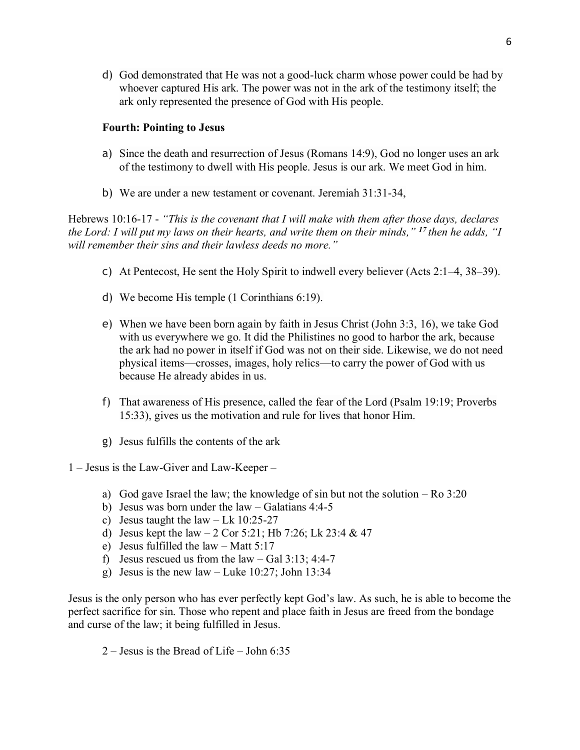d) God demonstrated that He was not a good-luck charm whose power could be had by whoever captured His ark. The power was not in the ark of the testimony itself; the ark only represented the presence of God with His people.

**Fourth: Pointing to Jesus**

a) Since the death and resurrection of Jesus (Romans 14:9), God no longer uses an ark of the testimony to dwell with His people. Jesus is our ark. We meet God in him.

b) We are under a new testament or covenant. Jeremiah 31:31-34,

Hebrews 10:16-17 - *"This is the covenant that I will make with them after those days, declares the Lord: I will put my laws on their hearts, and write them on their minds,"* ***17*** *then he adds, "I will remember their sins and their lawless deeds no more."*

c) At Pentecost, He sent the Holy Spirit to indwell every believer (Acts 2:1–4, 38–39).

d) We become His temple (1 Corinthians 6:19).

e) When we have been born again by faith in Jesus Christ (John 3:3, 16), we take God with us everywhere we go. It did the Philistines no good to harbor the ark, because the ark had no power in itself if God was not on their side. Likewise, we do not need physical items—crosses, images, holy relics—to carry the power of God with us because He already abides in us.

f) That awareness of His presence, called the fear of the Lord (Psalm 19:19; Proverbs 15:33), gives us the motivation and rule for lives that honor Him.

g) Jesus fulfills the contents of the ark

1 – Jesus is the Law-Giver and Law-Keeper –

a) God gave Israel the law; the knowledge of sin but not the solution – Ro 3:20
b) Jesus was born under the law – Galatians 4:4-5
c) Jesus taught the law – Lk 10:25-27
d) Jesus kept the law – 2 Cor 5:21; Hb 7:26; Lk 23:4 & 47
e) Jesus fulfilled the law – Matt 5:17
f) Jesus rescued us from the law – Gal 3:13; 4:4-7
g) Jesus is the new law – Luke 10:27; John 13:34

Jesus is the only person who has ever perfectly kept God's law. As such, he is able to become the perfect sacrifice for sin. Those who repent and place faith in Jesus are freed from the bondage and curse of the law; it being fulfilled in Jesus.

2 – Jesus is the Bread of Life – John 6:35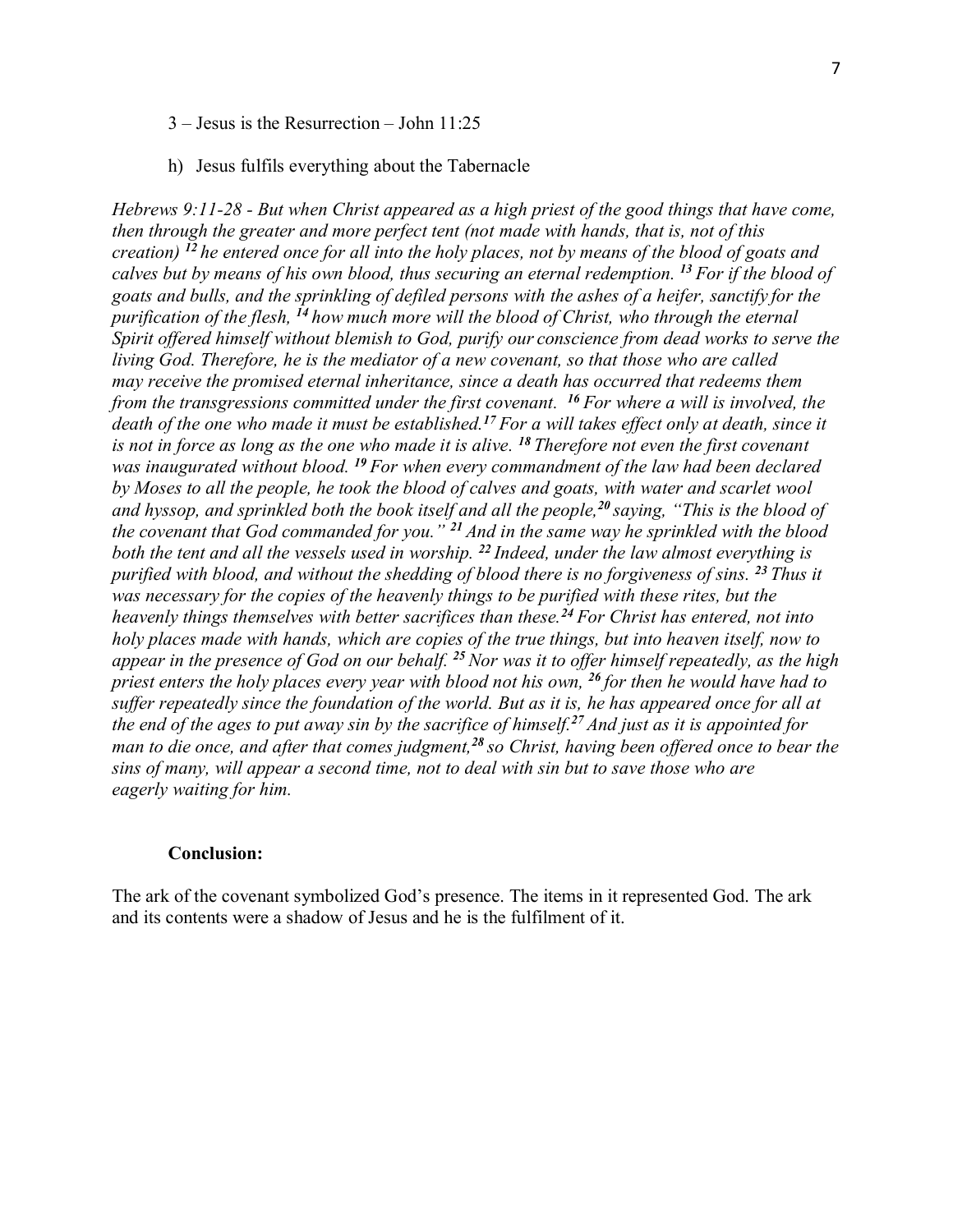3 – Jesus is the Resurrection – John 11:25

h) Jesus fulfils everything about the Tabernacle

*Hebrews 9:11-28 - But when Christ appeared as a high priest of the good things that have come, then through the greater and more perfect tent (not made with hands, that is, not of this creation) [12] he entered once for all into the holy places, not by means of the blood of goats and calves but by means of his own blood, thus securing an eternal redemption. [13] For if the blood of goats and bulls, and the sprinkling of defiled persons with the ashes of a heifer, sanctify for the purification of the flesh, [14] how much more will the blood of Christ, who through the eternal Spirit offered himself without blemish to God, purify our conscience from dead works to serve the living God. Therefore, he is the mediator of a new covenant, so that those who are called may receive the promised eternal inheritance, since a death has occurred that redeems them from the transgressions committed under the first covenant. [16] For where a will is involved, the death of the one who made it must be established.[17] For a will takes effect only at death, since it is not in force as long as the one who made it is alive. [18] Therefore not even the first covenant was inaugurated without blood. [19] For when every commandment of the law had been declared by Moses to all the people, he took the blood of calves and goats, with water and scarlet wool and hyssop, and sprinkled both the book itself and all the people,[20] saying, "This is the blood of the covenant that God commanded for you." [21] And in the same way he sprinkled with the blood both the tent and all the vessels used in worship. [22] Indeed, under the law almost everything is purified with blood, and without the shedding of blood there is no forgiveness of sins. [23] Thus it was necessary for the copies of the heavenly things to be purified with these rites, but the heavenly things themselves with better sacrifices than these.[24] For Christ has entered, not into holy places made with hands, which are copies of the true things, but into heaven itself, now to appear in the presence of God on our behalf. [25] Nor was it to offer himself repeatedly, as the high priest enters the holy places every year with blood not his own, [26] for then he would have had to suffer repeatedly since the foundation of the world. But as it is, he has appeared once for all at the end of the ages to put away sin by the sacrifice of himself.[27] And just as it is appointed for man to die once, and after that comes judgment,[28] so Christ, having been offered once to bear the sins of many, will appear a second time, not to deal with sin but to save those who are eagerly waiting for him.*

**Conclusion:**

The ark of the covenant symbolized God's presence. The items in it represented God. The ark and its contents were a shadow of Jesus and he is the fulfilment of it.